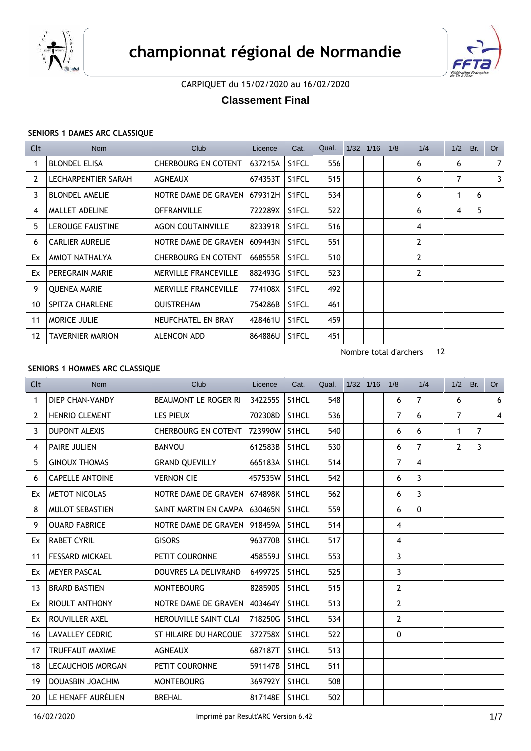# championnat régional de Normandie

CARPIQUET du 15/02/2020 au 16/02/2020

## Classement Final

### SENIORS 1 DAMES ARC CLASSIQUE

| Clt | Nom | Club | Licence | Cat. | Qual. | 1/32 | 1/16 | 1/8 | 1/4 | 1/2 | Br. | Or |
|---|---|---|---|---|---|---|---|---|---|---|---|---|
| 1 | BLONDEL ELISA | CHERBOURG EN COTENT | 637215A | S1FCL | 556 | | | | 6 | 6 | | 7 |
| 2 | LECHARPENTIER SARAH | AGNEAUX | 674353T | S1FCL | 515 | | | | 6 | 7 | | 3 |
| 3 | BLONDEL AMELIE | NOTRE DAME DE GRAVEN | 679312H | S1FCL | 534 | | | | 6 | 1 | 6 | |
| 4 | MALLET ADELINE | OFFRANVILLE | 722289X | S1FCL | 522 | | | | 6 | 4 | 5 | |
| 5 | LEROUGE FAUSTINE | AGON COUTAINVILLE | 823391R | S1FCL | 516 | | | | 4 | | | |
| 6 | CARLIER AURELIE | NOTRE DAME DE GRAVEN | 609443N | S1FCL | 551 | | | | 2 | | | |
| Ex | AMIOT NATHALYA | CHERBOURG EN COTENT | 668555R | S1FCL | 510 | | | | 2 | | | |
| Ex | PEREGRAIN MARIE | MERVILLE FRANCEVILLE | 882493G | S1FCL | 523 | | | | 2 | | | |
| 9 | QUENEA MARIE | MERVILLE FRANCEVILLE | 774108X | S1FCL | 492 | | | | | | | |
| 10 | SPITZA CHARLENE | OUISTREHAM | 754286B | S1FCL | 461 | | | | | | | |
| 11 | MORICE JULIE | NEUFCHATEL EN BRAY | 428461U | S1FCL | 459 | | | | | | | |
| 12 | TAVERNIER MARION | ALENCON ADD | 864886U | S1FCL | 451 | | | | | | | |

Nombre total d'archers 12

### SENIORS 1 HOMMES ARC CLASSIQUE

| Clt | Nom | Club | Licence | Cat. | Qual. | 1/32 | 1/16 | 1/8 | 1/4 | 1/2 | Br. | Or |
|---|---|---|---|---|---|---|---|---|---|---|---|---|
| 1 | DIEP CHAN-VANDY | BEAUMONT LE ROGER RI | 342255S | S1HCL | 548 | | | 6 | 7 | 6 | | 6 |
| 2 | HENRIO CLEMENT | LES PIEUX | 702308D | S1HCL | 536 | | | 7 | 6 | 7 | | 4 |
| 3 | DUPONT ALEXIS | CHERBOURG EN COTENT | 723990W | S1HCL | 540 | | | 6 | 6 | 1 | 7 | |
| 4 | PAIRE JULIEN | BANVOU | 612583B | S1HCL | 530 | | | 6 | 7 | 2 | 3 | |
| 5 | GINOUX THOMAS | GRAND QUEVILLY | 665183A | S1HCL | 514 | | | 7 | 4 | | | |
| 6 | CAPELLE ANTOINE | VERNON CIE | 457535W | S1HCL | 542 | | | 6 | 3 | | | |
| Ex | METOT NICOLAS | NOTRE DAME DE GRAVEN | 674898K | S1HCL | 562 | | | 6 | 3 | | | |
| 8 | MULOT SEBASTIEN | SAINT MARTIN EN CAMPA | 630465N | S1HCL | 559 | | | 6 | 0 | | | |
| 9 | OUARD FABRICE | NOTRE DAME DE GRAVEN | 918459A | S1HCL | 514 | | | 4 | | | | |
| Ex | RABET CYRIL | GISORS | 963770B | S1HCL | 517 | | | 4 | | | | |
| 11 | FESSARD MICKAEL | PETIT COURONNE | 458559J | S1HCL | 553 | | | 3 | | | | |
| Ex | MEYER PASCAL | DOUVRES LA DELIVRAND | 649972S | S1HCL | 525 | | | 3 | | | | |
| 13 | BRARD BASTIEN | MONTEBOURG | 828590S | S1HCL | 515 | | | 2 | | | | |
| Ex | RIOULT ANTHONY | NOTRE DAME DE GRAVEN | 403464Y | S1HCL | 513 | | | 2 | | | | |
| Ex | ROUVILLER AXEL | HEROUVILLE SAINT CLAI | 718250G | S1HCL | 534 | | | 2 | | | | |
| 16 | LAVALLEY CEDRIC | ST HILAIRE DU HARCOUE | 372758X | S1HCL | 522 | | | 0 | | | | |
| 17 | TRUFFAUT MAXIME | AGNEAUX | 687187T | S1HCL | 513 | | | | | | | |
| 18 | LECAUCHOIS MORGAN | PETIT COURONNE | 591147B | S1HCL | 511 | | | | | | | |
| 19 | DOUASBIN JOACHIM | MONTEBOURG | 369792Y | S1HCL | 508 | | | | | | | |
| 20 | LE HENAFF AURÉLIEN | BREHAL | 817148E | S1HCL | 502 | | | | | | | |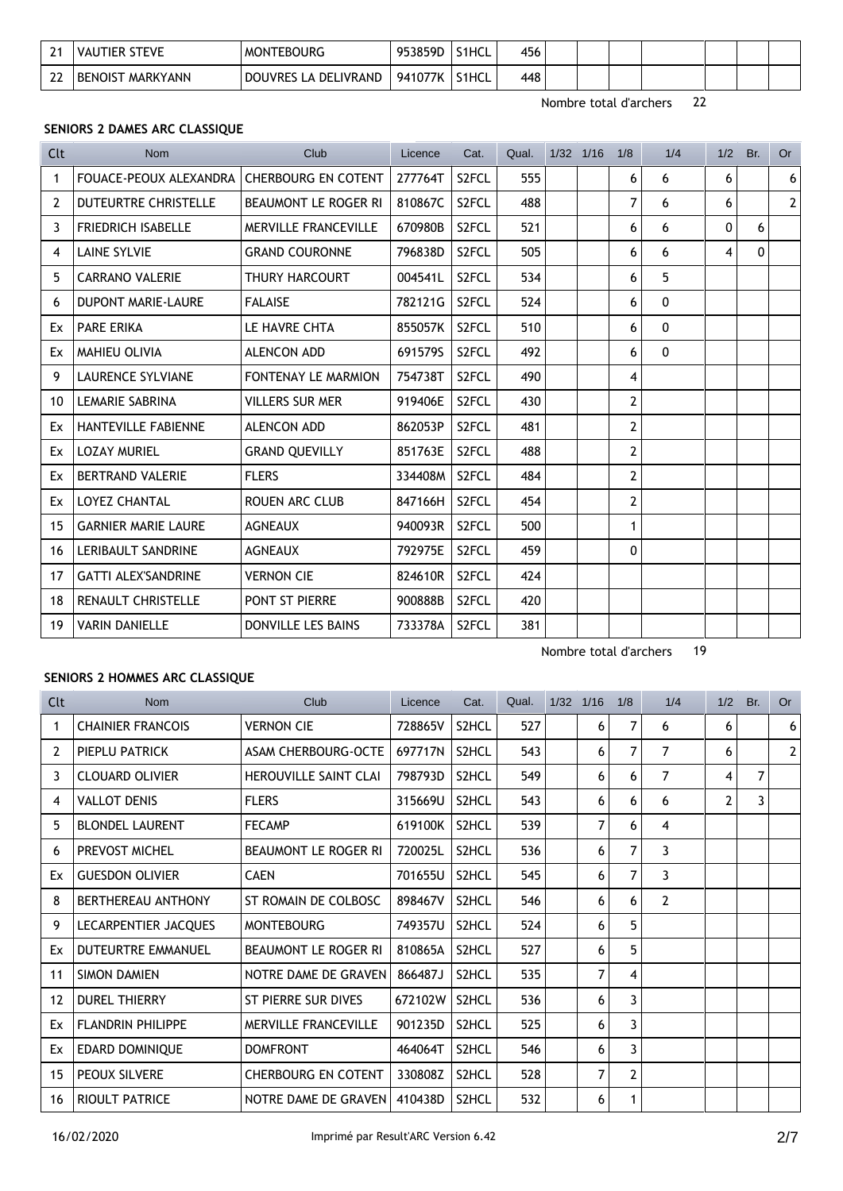| 21 | VAUTIER STEVE | MONTEBOURG | 953859D | S1HCL | 456 | | | | | | | |
|---|---|---|---|---|---|---|---|---|---|---|---|---|
| 22 | BENOIST MARKYANN | DOUVRES LA DELIVRAND | 941077K | S1HCL | 448 | | | | | | | |

Nombre total d'archers 22

### SENIORS 2 DAMES ARC CLASSIQUE

| Clt | Nom | Club | Licence | Cat. | Qual. | 1/32 | 1/16 | 1/8 | 1/4 | 1/2 | Br. | Or |
|---|---|---|---|---|---|---|---|---|---|---|---|---|
| 1 | FOUACE-PEOUX ALEXANDRA | CHERBOURG EN COTENT | 277764T | S2FCL | 555 | | | 6 | 6 | 6 | | 6 |
| 2 | DUTEURTRE CHRISTELLE | BEAUMONT LE ROGER RI | 810867C | S2FCL | 488 | | | 7 | 6 | 6 | | 2 |
| 3 | FRIEDRICH ISABELLE | MERVILLE FRANCEVILLE | 670980B | S2FCL | 521 | | | 6 | 6 | 0 | 6 | |
| 4 | LAINE SYLVIE | GRAND COURONNE | 796838D | S2FCL | 505 | | | 6 | 6 | 4 | 0 | |
| 5 | CARRANO VALERIE | THURY HARCOURT | 004541L | S2FCL | 534 | | | 6 | 5 | | | |
| 6 | DUPONT MARIE-LAURE | FALAISE | 782121G | S2FCL | 524 | | | 6 | 0 | | | |
| Ex | PARE ERIKA | LE HAVRE CHTA | 855057K | S2FCL | 510 | | | 6 | 0 | | | |
| Ex | MAHIEU OLIVIA | ALENCON ADD | 691579S | S2FCL | 492 | | | 6 | 0 | | | |
| 9 | LAURENCE SYLVIANE | FONTENAY LE MARMION | 754738T | S2FCL | 490 | | | 4 | | | | |
| 10 | LEMARIE SABRINA | VILLERS SUR MER | 919406E | S2FCL | 430 | | | 2 | | | | |
| Ex | HANTEVILLE FABIENNE | ALENCON ADD | 862053P | S2FCL | 481 | | | 2 | | | | |
| Ex | LOZAY MURIEL | GRAND QUEVILLY | 851763E | S2FCL | 488 | | | 2 | | | | |
| Ex | BERTRAND VALERIE | FLERS | 334408M | S2FCL | 484 | | | 2 | | | | |
| Ex | LOYEZ CHANTAL | ROUEN ARC CLUB | 847166H | S2FCL | 454 | | | 2 | | | | |
| 15 | GARNIER MARIE LAURE | AGNEAUX | 940093R | S2FCL | 500 | | | 1 | | | | |
| 16 | LERIBAULT SANDRINE | AGNEAUX | 792975E | S2FCL | 459 | | | 0 | | | | |
| 17 | GATTI ALEX'SANDRINE | VERNON CIE | 824610R | S2FCL | 424 | | | | | | | |
| 18 | RENAULT CHRISTELLE | PONT ST PIERRE | 900888B | S2FCL | 420 | | | | | | | |
| 19 | VARIN DANIELLE | DONVILLE LES BAINS | 733378A | S2FCL | 381 | | | | | | | |

Nombre total d'archers 19

### SENIORS 2 HOMMES ARC CLASSIQUE

| Clt | Nom | Club | Licence | Cat. | Qual. | 1/32 | 1/16 | 1/8 | 1/4 | 1/2 | Br. | Or |
|---|---|---|---|---|---|---|---|---|---|---|---|---|
| 1 | CHAINIER FRANCOIS | VERNON CIE | 728865V | S2HCL | 527 | | 6 | 7 | 6 | 6 | | 6 |
| 2 | PIEPLU PATRICK | ASAM CHERBOURG-OCTE | 697717N | S2HCL | 543 | | 6 | 7 | 7 | 6 | | 2 |
| 3 | CLOUARD OLIVIER | HEROUVILLE SAINT CLAI | 798793D | S2HCL | 549 | | 6 | 6 | 7 | 4 | 7 | |
| 4 | VALLOT DENIS | FLERS | 315669U | S2HCL | 543 | | 6 | 6 | 6 | 2 | 3 | |
| 5 | BLONDEL LAURENT | FECAMP | 619100K | S2HCL | 539 | | 7 | 6 | 4 | | | |
| 6 | PREVOST MICHEL | BEAUMONT LE ROGER RI | 720025L | S2HCL | 536 | | 6 | 7 | 3 | | | |
| Ex | GUESDON OLIVIER | CAEN | 701655U | S2HCL | 545 | | 6 | 7 | 3 | | | |
| 8 | BERTHEREAU ANTHONY | ST ROMAIN DE COLBOSC | 898467V | S2HCL | 546 | | 6 | 6 | 2 | | | |
| 9 | LECARPENTIER JACQUES | MONTEBOURG | 749357U | S2HCL | 524 | | 6 | 5 | | | | |
| Ex | DUTEURTRE EMMANUEL | BEAUMONT LE ROGER RI | 810865A | S2HCL | 527 | | 6 | 5 | | | | |
| 11 | SIMON DAMIEN | NOTRE DAME DE GRAVEN | 866487J | S2HCL | 535 | | 7 | 4 | | | | |
| 12 | DUREL THIERRY | ST PIERRE SUR DIVES | 672102W | S2HCL | 536 | | 6 | 3 | | | | |
| Ex | FLANDRIN PHILIPPE | MERVILLE FRANCEVILLE | 901235D | S2HCL | 525 | | 6 | 3 | | | | |
| Ex | EDARD DOMINIQUE | DOMFRONT | 464064T | S2HCL | 546 | | 6 | 3 | | | | |
| 15 | PEOUX SILVERE | CHERBOURG EN COTENT | 330808Z | S2HCL | 528 | | 7 | 2 | | | | |
| 16 | RIOULT PATRICE | NOTRE DAME DE GRAVEN | 410438D | S2HCL | 532 | | 6 | 1 | | | | |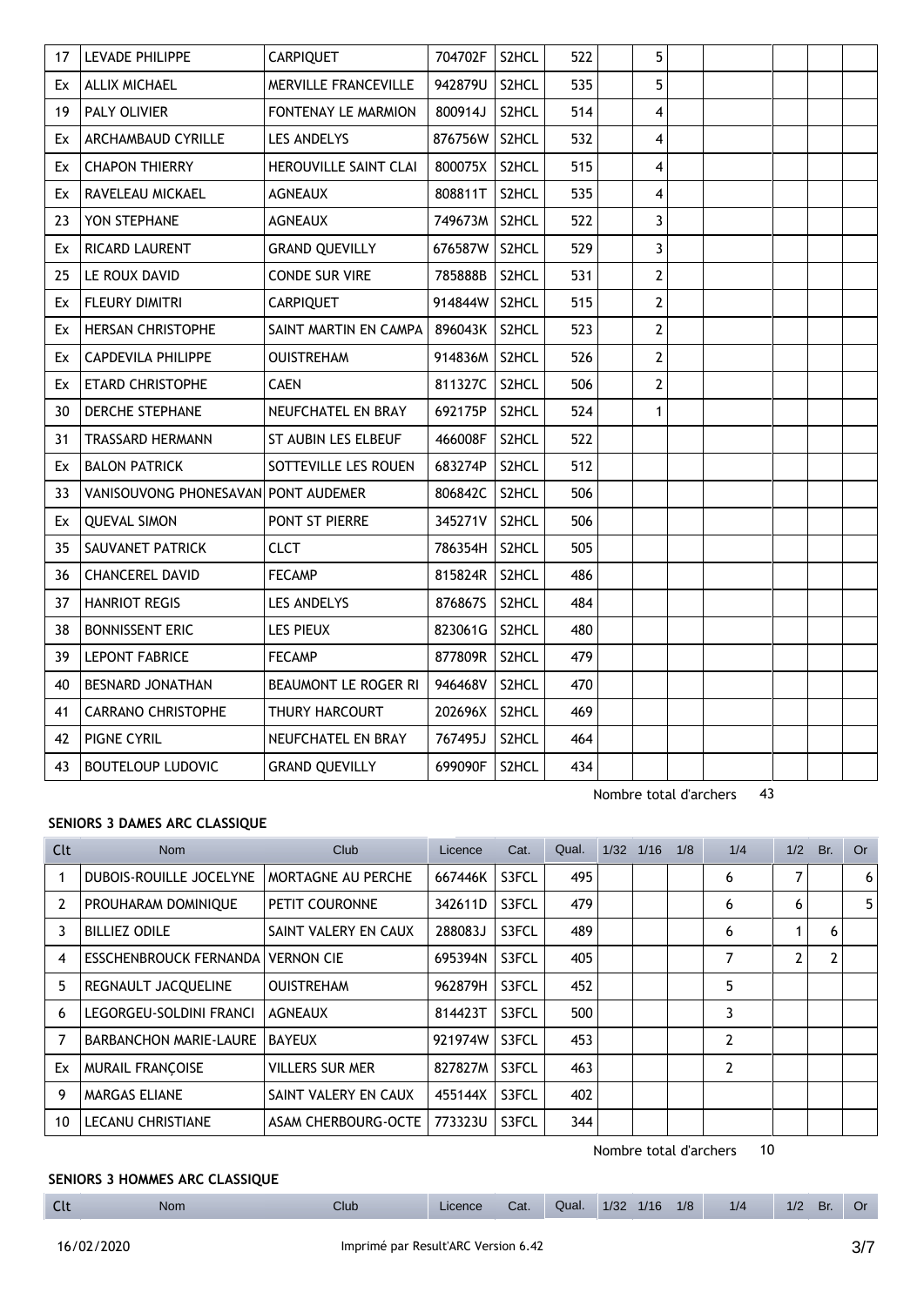| Clt | Nom | Club | Licence | Cat. | Qual. | 1/32 | 1/16 | 1/8 | 1/4 | 1/2 | Br. | Or |
|---|---|---|---|---|---|---|---|---|---|---|---|---|
| 17 | LEVADE PHILIPPE | CARPIQUET | 704702F | S2HCL | 522 | | 5 | | | | | |
| Ex | ALLIX MICHAEL | MERVILLE FRANCEVILLE | 942879U | S2HCL | 535 | | 5 | | | | | |
| 19 | PALY OLIVIER | FONTENAY LE MARMION | 800914J | S2HCL | 514 | | 4 | | | | | |
| Ex | ARCHAMBAUD CYRILLE | LES ANDELYS | 876756W | S2HCL | 532 | | 4 | | | | | |
| Ex | CHAPON THIERRY | HEROUVILLE SAINT CLAI | 800075X | S2HCL | 515 | | 4 | | | | | |
| Ex | RAVELEAU MICKAEL | AGNEAUX | 808811T | S2HCL | 535 | | 4 | | | | | |
| 23 | YON STEPHANE | AGNEAUX | 749673M | S2HCL | 522 | | 3 | | | | | |
| Ex | RICARD LAURENT | GRAND QUEVILLY | 676587W | S2HCL | 529 | | 3 | | | | | |
| 25 | LE ROUX DAVID | CONDE SUR VIRE | 785888B | S2HCL | 531 | | 2 | | | | | |
| Ex | FLEURY DIMITRI | CARPIQUET | 914844W | S2HCL | 515 | | 2 | | | | | |
| Ex | HERSAN CHRISTOPHE | SAINT MARTIN EN CAMPA | 896043K | S2HCL | 523 | | 2 | | | | | |
| Ex | CAPDEVILA PHILIPPE | OUISTREHAM | 914836M | S2HCL | 526 | | 2 | | | | | |
| Ex | ETARD CHRISTOPHE | CAEN | 811327C | S2HCL | 506 | | 2 | | | | | |
| 30 | DERCHE STEPHANE | NEUFCHATEL EN BRAY | 692175P | S2HCL | 524 | | 1 | | | | | |
| 31 | TRASSARD HERMANN | ST AUBIN LES ELBEUF | 466008F | S2HCL | 522 | | | | | | | |
| Ex | BALON PATRICK | SOTTEVILLE LES ROUEN | 683274P | S2HCL | 512 | | | | | | | |
| 33 | VANISOUVONG PHONESAVAN | PONT AUDEMER | 806842C | S2HCL | 506 | | | | | | | |
| Ex | QUEVAL SIMON | PONT ST PIERRE | 345271V | S2HCL | 506 | | | | | | | |
| 35 | SAUVANET PATRICK | CLCT | 786354H | S2HCL | 505 | | | | | | | |
| 36 | CHANCEREL DAVID | FECAMP | 815824R | S2HCL | 486 | | | | | | | |
| 37 | HANRIOT REGIS | LES ANDELYS | 876867S | S2HCL | 484 | | | | | | | |
| 38 | BONNISSENT ERIC | LES PIEUX | 823061G | S2HCL | 480 | | | | | | | |
| 39 | LEPONT FABRICE | FECAMP | 877809R | S2HCL | 479 | | | | | | | |
| 40 | BESNARD JONATHAN | BEAUMONT LE ROGER RI | 946468V | S2HCL | 470 | | | | | | | |
| 41 | CARRANO CHRISTOPHE | THURY HARCOURT | 202696X | S2HCL | 469 | | | | | | | |
| 42 | PIGNE CYRIL | NEUFCHATEL EN BRAY | 767495J | S2HCL | 464 | | | | | | | |
| 43 | BOUTELOUP LUDOVIC | GRAND QUEVILLY | 699090F | S2HCL | 434 | | | | | | | |

Nombre total d'archers 43

### SENIORS 3 DAMES ARC CLASSIQUE

| Clt | Nom | Club | Licence | Cat. | Qual. | 1/32 | 1/16 | 1/8 | 1/4 | 1/2 | Br. | Or |
|---|---|---|---|---|---|---|---|---|---|---|---|---|
| 1 | DUBOIS-ROUILLE JOCELYNE | MORTAGNE AU PERCHE | 667446K | S3FCL | 495 | | | | 6 | 7 | | 6 |
| 2 | PROUHARAM DOMINIQUE | PETIT COURONNE | 342611D | S3FCL | 479 | | | | 6 | 6 | | 5 |
| 3 | BILLIEZ ODILE | SAINT VALERY EN CAUX | 288083J | S3FCL | 489 | | | | 6 | 1 | 6 | |
| 4 | ESSCHENBROUCK FERNANDA | VERNON CIE | 695394N | S3FCL | 405 | | | | 7 | 2 | 2 | |
| 5 | REGNAULT JACQUELINE | OUISTREHAM | 962879H | S3FCL | 452 | | | | 5 | | | |
| 6 | LEGORGEU-SOLDINI FRANCI | AGNEAUX | 814423T | S3FCL | 500 | | | | 3 | | | |
| 7 | BARBANCHON MARIE-LAURE | BAYEUX | 921974W | S3FCL | 453 | | | | 2 | | | |
| Ex | MURAIL FRANÇOISE | VILLERS SUR MER | 827827M | S3FCL | 463 | | | | 2 | | | |
| 9 | MARGAS ELIANE | SAINT VALERY EN CAUX | 455144X | S3FCL | 402 | | | | | | | |
| 10 | LECANU CHRISTIANE | ASAM CHERBOURG-OCTE | 773323U | S3FCL | 344 | | | | | | | |

Nombre total d'archers 10

### SENIORS 3 HOMMES ARC CLASSIQUE

| Clt | Nom | Club | Licence | Cat. | Qual. | 1/32 | 1/16 | 1/8 | 1/4 | 1/2 | Br. | Or |
|---|---|---|---|---|---|---|---|---|---|---|---|---|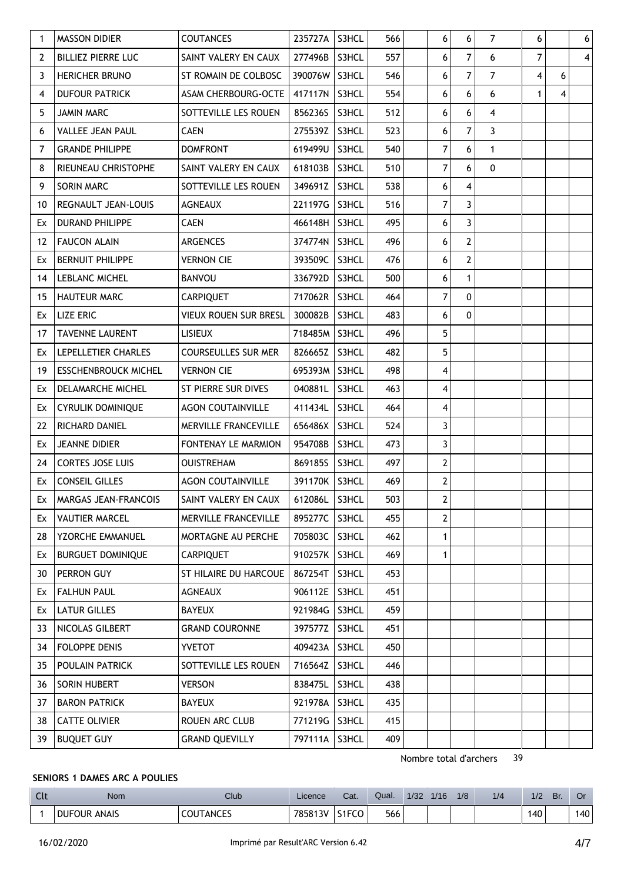| Clt | Nom | Club | Licence | Cat. | Qual. | 1/32 | 1/16 | 1/8 | 1/4 | 1/2 | Br. | Or |
|---|---|---|---|---|---|---|---|---|---|---|---|---|
| 1 | MASSON DIDIER | COUTANCES | 235727A | S3HCL | 566 | | 6 | 6 | 7 | 6 | | 6 |
| 2 | BILLIEZ PIERRE LUC | SAINT VALERY EN CAUX | 277496B | S3HCL | 557 | | 6 | 7 | 6 | 7 | | 4 |
| 3 | HERICHER BRUNO | ST ROMAIN DE COLBOSC | 390076W | S3HCL | 546 | | 6 | 7 | 7 | 4 | 6 | |
| 4 | DUFOUR PATRICK | ASAM CHERBOURG-OCTE | 417117N | S3HCL | 554 | | 6 | 6 | 6 | 1 | 4 | |
| 5 | JAMIN MARC | SOTTEVILLE LES ROUEN | 856236S | S3HCL | 512 | | 6 | 6 | 4 | | | |
| 6 | VALLEE JEAN PAUL | CAEN | 275539Z | S3HCL | 523 | | 6 | 7 | 3 | | | |
| 7 | GRANDE PHILIPPE | DOMFRONT | 619499U | S3HCL | 540 | | 7 | 6 | 1 | | | |
| 8 | RIEUNEAU CHRISTOPHE | SAINT VALERY EN CAUX | 618103B | S3HCL | 510 | | 7 | 6 | 0 | | | |
| 9 | SORIN MARC | SOTTEVILLE LES ROUEN | 349691Z | S3HCL | 538 | | 6 | 4 | | | | |
| 10 | REGNAULT JEAN-LOUIS | AGNEAUX | 221197G | S3HCL | 516 | | 7 | 3 | | | | |
| Ex | DURAND PHILIPPE | CAEN | 466148H | S3HCL | 495 | | 6 | 3 | | | | |
| 12 | FAUCON ALAIN | ARGENCES | 374774N | S3HCL | 496 | | 6 | 2 | | | | |
| Ex | BERNUIT PHILIPPE | VERNON CIE | 393509C | S3HCL | 476 | | 6 | 2 | | | | |
| 14 | LEBLANC MICHEL | BANVOU | 336792D | S3HCL | 500 | | 6 | 1 | | | | |
| 15 | HAUTEUR MARC | CARPIQUET | 717062R | S3HCL | 464 | | 7 | 0 | | | | |
| Ex | LIZE ERIC | VIEUX ROUEN SUR BRESL | 300082B | S3HCL | 483 | | 6 | 0 | | | | |
| 17 | TAVENNE LAURENT | LISIEUX | 718485M | S3HCL | 496 | | 5 | | | | | |
| Ex | LEPELLETIER CHARLES | COURSEULLES SUR MER | 826665Z | S3HCL | 482 | | 5 | | | | | |
| 19 | ESSCHENBROUCK MICHEL | VERNON CIE | 695393M | S3HCL | 498 | | 4 | | | | | |
| Ex | DELAMARCHE MICHEL | ST PIERRE SUR DIVES | 040881L | S3HCL | 463 | | 4 | | | | | |
| Ex | CYRULIK DOMINIQUE | AGON COUTAINVILLE | 411434L | S3HCL | 464 | | 4 | | | | | |
| 22 | RICHARD DANIEL | MERVILLE FRANCEVILLE | 656486X | S3HCL | 524 | | 3 | | | | | |
| Ex | JEANNE DIDIER | FONTENAY LE MARMION | 954708B | S3HCL | 473 | | 3 | | | | | |
| 24 | CORTES JOSE LUIS | OUISTREHAM | 869185S | S3HCL | 497 | | 2 | | | | | |
| Ex | CONSEIL GILLES | AGON COUTAINVILLE | 391170K | S3HCL | 469 | | 2 | | | | | |
| Ex | MARGAS JEAN-FRANCOIS | SAINT VALERY EN CAUX | 612086L | S3HCL | 503 | | 2 | | | | | |
| Ex | VAUTIER MARCEL | MERVILLE FRANCEVILLE | 895277C | S3HCL | 455 | | 2 | | | | | |
| 28 | YZORCHE EMMANUEL | MORTAGNE AU PERCHE | 705803C | S3HCL | 462 | | 1 | | | | | |
| Ex | BURGUET DOMINIQUE | CARPIQUET | 910257K | S3HCL | 469 | | 1 | | | | | |
| 30 | PERRON GUY | ST HILAIRE DU HARCOUE | 867254T | S3HCL | 453 | | | | | | | |
| Ex | FALHUN PAUL | AGNEAUX | 906112E | S3HCL | 451 | | | | | | | |
| Ex | LATUR GILLES | BAYEUX | 921984G | S3HCL | 459 | | | | | | | |
| 33 | NICOLAS GILBERT | GRAND COURONNE | 397577Z | S3HCL | 451 | | | | | | | |
| 34 | FOLOPPE DENIS | YVETOT | 409423A | S3HCL | 450 | | | | | | | |
| 35 | POULAIN PATRICK | SOTTEVILLE LES ROUEN | 716564Z | S3HCL | 446 | | | | | | | |
| 36 | SORIN HUBERT | VERSON | 838475L | S3HCL | 438 | | | | | | | |
| 37 | BARON PATRICK | BAYEUX | 921978A | S3HCL | 435 | | | | | | | |
| 38 | CATTE OLIVIER | ROUEN ARC CLUB | 771219G | S3HCL | 415 | | | | | | | |
| 39 | BUQUET GUY | GRAND QUEVILLY | 797111A | S3HCL | 409 | | | | | | | |

Nombre total d'archers 39

### SENIORS 1 DAMES ARC A POULIES

| Clt | Nom | Club | Licence | Cat. | Qual. | 1/32 | 1/16 | 1/8 | 1/4 | 1/2 | Br. | Or |
|---|---|---|---|---|---|---|---|---|---|---|---|---|
| 1 | DUFOUR ANAIS | COUTANCES | 785813V | S1FCO | 566 | | | | | 140 | | 140 |

16/02/2020 Imprimé par Result'ARC Version 6.42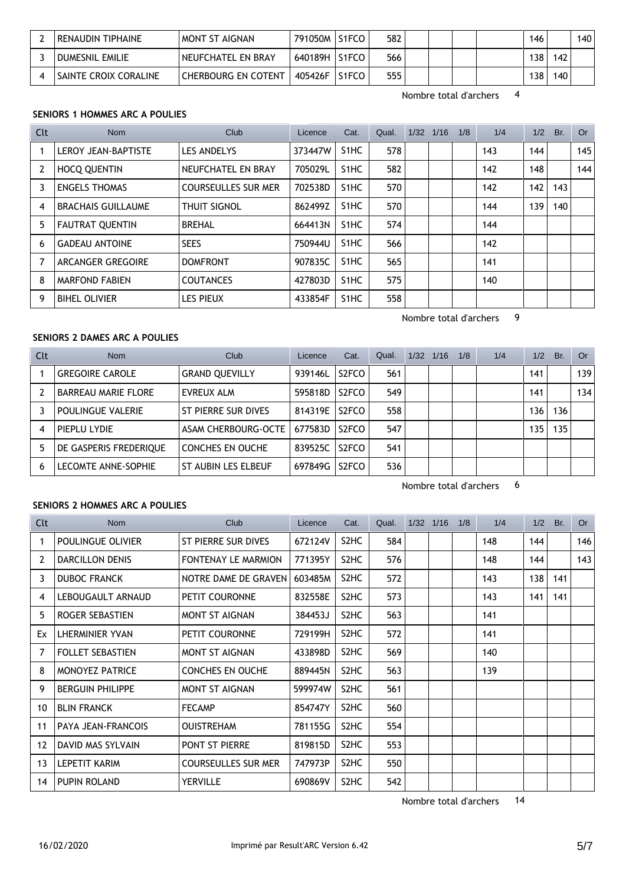| 2 | RENAUDIN TIPHAINE | MONT ST AIGNAN | 791050M | S1FCO | 582 | | | | | 146 | | 140 |
|---|---|---|---|---|---|---|---|---|---|---|---|---|
| 3 | DUMESNIL EMILIE | NEUFCHATEL EN BRAY | 640189H | S1FCO | 566 | | | | | 138 | 142 | |
| 4 | SAINTE CROIX CORALINE | CHERBOURG EN COTENT | 405426F | S1FCO | 555 | | | | | 138 | 140 | |

Nombre total d'archers 4

**SENIORS 1 HOMMES ARC A POULIES**

| Clt | Nom | Club | Licence | Cat. | Qual. | 1/32 | 1/16 | 1/8 | 1/4 | 1/2 | Br. | Or |
|---|---|---|---|---|---|---|---|---|---|---|---|---|
| 1 | LEROY JEAN-BAPTISTE | LES ANDELYS | 373447W | S1HC | 578 | | | | 143 | 144 | | 145 |
| 2 | HOCQ QUENTIN | NEUFCHATEL EN BRAY | 705029L | S1HC | 582 | | | | 142 | 148 | | 144 |
| 3 | ENGELS THOMAS | COURSEULLES SUR MER | 702538D | S1HC | 570 | | | | 142 | 142 | 143 | |
| 4 | BRACHAIS GUILLAUME | THUIT SIGNOL | 862499Z | S1HC | 570 | | | | 144 | 139 | 140 | |
| 5 | FAUTRAT QUENTIN | BREHAL | 664413N | S1HC | 574 | | | | 144 | | | |
| 6 | GADEAU ANTOINE | SEES | 750944U | S1HC | 566 | | | | 142 | | | |
| 7 | ARCANGER GREGOIRE | DOMFRONT | 907835C | S1HC | 565 | | | | 141 | | | |
| 8 | MARFOND FABIEN | COUTANCES | 427803D | S1HC | 575 | | | | 140 | | | |
| 9 | BIHEL OLIVIER | LES PIEUX | 433854F | S1HC | 558 | | | | | | | |

Nombre total d'archers 9

**SENIORS 2 DAMES ARC A POULIES**

| Clt | Nom | Club | Licence | Cat. | Qual. | 1/32 | 1/16 | 1/8 | 1/4 | 1/2 | Br. | Or |
|---|---|---|---|---|---|---|---|---|---|---|---|---|
| 1 | GREGOIRE CAROLE | GRAND QUEVILLY | 939146L | S2FCO | 561 | | | | | 141 | | 139 |
| 2 | BARREAU MARIE FLORE | EVREUX ALM | 595818D | S2FCO | 549 | | | | | 141 | | 134 |
| 3 | POULINGUE VALERIE | ST PIERRE SUR DIVES | 814319E | S2FCO | 558 | | | | | 136 | 136 | |
| 4 | PIEPLU LYDIE | ASAM CHERBOURG-OCTE | 677583D | S2FCO | 547 | | | | | 135 | 135 | |
| 5 | DE GASPERIS FREDERIQUE | CONCHES EN OUCHE | 839525C | S2FCO | 541 | | | | | | | |
| 6 | LECOMTE ANNE-SOPHIE | ST AUBIN LES ELBEUF | 697849G | S2FCO | 536 | | | | | | | |

Nombre total d'archers 6

**SENIORS 2 HOMMES ARC A POULIES**

| Clt | Nom | Club | Licence | Cat. | Qual. | 1/32 | 1/16 | 1/8 | 1/4 | 1/2 | Br. | Or |
|---|---|---|---|---|---|---|---|---|---|---|---|---|
| 1 | POULINGUE OLIVIER | ST PIERRE SUR DIVES | 672124V | S2HC | 584 | | | | 148 | 144 | | 146 |
| 2 | DARCILLON DENIS | FONTENAY LE MARMION | 771395Y | S2HC | 576 | | | | 148 | 144 | | 143 |
| 3 | DUBOC FRANCK | NOTRE DAME DE GRAVEN | 603485M | S2HC | 572 | | | | 143 | 138 | 141 | |
| 4 | LEBOUGAULT ARNAUD | PETIT COURONNE | 832558E | S2HC | 573 | | | | 143 | 141 | 141 | |
| 5 | ROGER SEBASTIEN | MONT ST AIGNAN | 384453J | S2HC | 563 | | | | 141 | | | |
| Ex | LHERMINIER YVAN | PETIT COURONNE | 729199H | S2HC | 572 | | | | 141 | | | |
| 7 | FOLLET SEBASTIEN | MONT ST AIGNAN | 433898D | S2HC | 569 | | | | 140 | | | |
| 8 | MONOYEZ PATRICE | CONCHES EN OUCHE | 889445N | S2HC | 563 | | | | 139 | | | |
| 9 | BERGUIN PHILIPPE | MONT ST AIGNAN | 599974W | S2HC | 561 | | | | | | | |
| 10 | BLIN FRANCK | FECAMP | 854747Y | S2HC | 560 | | | | | | | |
| 11 | PAYA JEAN-FRANCOIS | OUISTREHAM | 781155G | S2HC | 554 | | | | | | | |
| 12 | DAVID MAS SYLVAIN | PONT ST PIERRE | 819815D | S2HC | 553 | | | | | | | |
| 13 | LEPETIT KARIM | COURSEULLES SUR MER | 747973P | S2HC | 550 | | | | | | | |
| 14 | PUPIN ROLAND | YERVILLE | 690869V | S2HC | 542 | | | | | | | |

Nombre total d'archers 14

16/02/2020 Imprimé par Result'ARC Version 6.42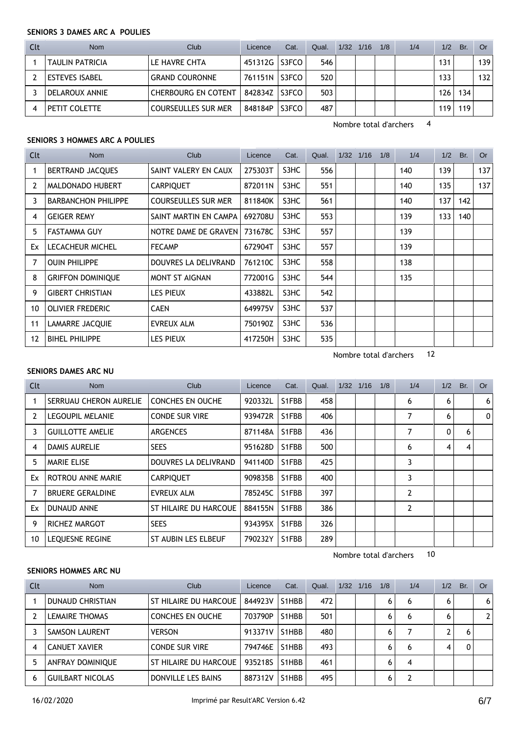#### SENIORS 3 DAMES ARC A POULIES

| Clt | Nom | Club | Licence | Cat. | Qual. | 1/32 | 1/16 | 1/8 | 1/4 | 1/2 | Br. | Or |
|---|---|---|---|---|---|---|---|---|---|---|---|---|
| 1 | TAULIN PATRICIA | LE HAVRE CHTA | 451312G | S3FCO | 546 | | | | | 131 | | 139 |
| 2 | ESTEVES ISABEL | GRAND COURONNE | 761151N | S3FCO | 520 | | | | | 133 | | 132 |
| 3 | DELAROUX ANNIE | CHERBOURG EN COTENT | 842834Z | S3FCO | 503 | | | | | 126 | 134 | |
| 4 | PETIT COLETTE | COURSEULLES SUR MER | 848184P | S3FCO | 487 | | | | | 119 | 119 | |

Nombre total d'archers 4

#### SENIORS 3 HOMMES ARC A POULIES

| Clt | Nom | Club | Licence | Cat. | Qual. | 1/32 | 1/16 | 1/8 | 1/4 | 1/2 | Br. | Or |
|---|---|---|---|---|---|---|---|---|---|---|---|---|
| 1 | BERTRAND JACQUES | SAINT VALERY EN CAUX | 275303T | S3HC | 556 | | | | 140 | 139 | | 137 |
| 2 | MALDONADO HUBERT | CARPIQUET | 872011N | S3HC | 551 | | | | 140 | 135 | | 137 |
| 3 | BARBANCHON PHILIPPE | COURSEULLES SUR MER | 811840K | S3HC | 561 | | | | 140 | 137 | 142 | |
| 4 | GEIGER REMY | SAINT MARTIN EN CAMPA | 692708U | S3HC | 553 | | | | 139 | 133 | 140 | |
| 5 | FASTAMMA GUY | NOTRE DAME DE GRAVEN | 731678C | S3HC | 557 | | | | 139 | | | |
| Ex | LECACHEUR MICHEL | FECAMP | 672904T | S3HC | 557 | | | | 139 | | | |
| 7 | OUIN PHILIPPE | DOUVRES LA DELIVRAND | 761210C | S3HC | 558 | | | | 138 | | | |
| 8 | GRIFFON DOMINIQUE | MONT ST AIGNAN | 772001G | S3HC | 544 | | | | 135 | | | |
| 9 | GIBERT CHRISTIAN | LES PIEUX | 433882L | S3HC | 542 | | | | | | | |
| 10 | OLIVIER FREDERIC | CAEN | 649975V | S3HC | 537 | | | | | | | |
| 11 | LAMARRE JACQUIE | EVREUX ALM | 750190Z | S3HC | 536 | | | | | | | |
| 12 | BIHEL PHILIPPE | LES PIEUX | 417250H | S3HC | 535 | | | | | | | |

Nombre total d'archers 12

#### SENIORS DAMES ARC NU

| Clt | Nom | Club | Licence | Cat. | Qual. | 1/32 | 1/16 | 1/8 | 1/4 | 1/2 | Br. | Or |
|---|---|---|---|---|---|---|---|---|---|---|---|---|
| 1 | SERRUAU CHERON AURELIE | CONCHES EN OUCHE | 920332L | S1FBB | 458 | | | | 6 | 6 | | 6 |
| 2 | LEGOUPIL MELANIE | CONDE SUR VIRE | 939472R | S1FBB | 406 | | | | 7 | 6 | | 0 |
| 3 | GUILLOTTE AMELIE | ARGENCES | 871148A | S1FBB | 436 | | | | 7 | 0 | 6 | |
| 4 | DAMIS AURELIE | SEES | 951628D | S1FBB | 500 | | | | 6 | 4 | 4 | |
| 5 | MARIE ELISE | DOUVRES LA DELIVRAND | 941140D | S1FBB | 425 | | | | 3 | | | |
| Ex | ROTROU ANNE MARIE | CARPIQUET | 909835B | S1FBB | 400 | | | | 3 | | | |
| 7 | BRUERE GERALDINE | EVREUX ALM | 785245C | S1FBB | 397 | | | | 2 | | | |
| Ex | DUNAUD ANNE | ST HILAIRE DU HARCOUE | 884155N | S1FBB | 386 | | | | 2 | | | |
| 9 | RICHEZ MARGOT | SEES | 934395X | S1FBB | 326 | | | | | | | |
| 10 | LEQUESNE REGINE | ST AUBIN LES ELBEUF | 790232Y | S1FBB | 289 | | | | | | | |

Nombre total d'archers 10

#### SENIORS HOMMES ARC NU

| Clt | Nom | Club | Licence | Cat. | Qual. | 1/32 | 1/16 | 1/8 | 1/4 | 1/2 | Br. | Or |
|---|---|---|---|---|---|---|---|---|---|---|---|---|
| 1 | DUNAUD CHRISTIAN | ST HILAIRE DU HARCOUE | 844923V | S1HBB | 472 | | | 6 | 6 | 6 | | 6 |
| 2 | LEMAIRE THOMAS | CONCHES EN OUCHE | 703790P | S1HBB | 501 | | | 6 | 6 | 6 | | 2 |
| 3 | SAMSON LAURENT | VERSON | 913371V | S1HBB | 480 | | | 6 | 7 | 2 | 6 | |
| 4 | CANUET XAVIER | CONDE SUR VIRE | 794746E | S1HBB | 493 | | | 6 | 6 | 4 | 0 | |
| 5 | ANFRAY DOMINIQUE | ST HILAIRE DU HARCOUE | 935218S | S1HBB | 461 | | | 6 | 4 | | | |
| 6 | GUILBART NICOLAS | DONVILLE LES BAINS | 887312V | S1HBB | 495 | | | 6 | 2 | | | |

16/02/2020 Imprimé par Result'ARC Version 6.42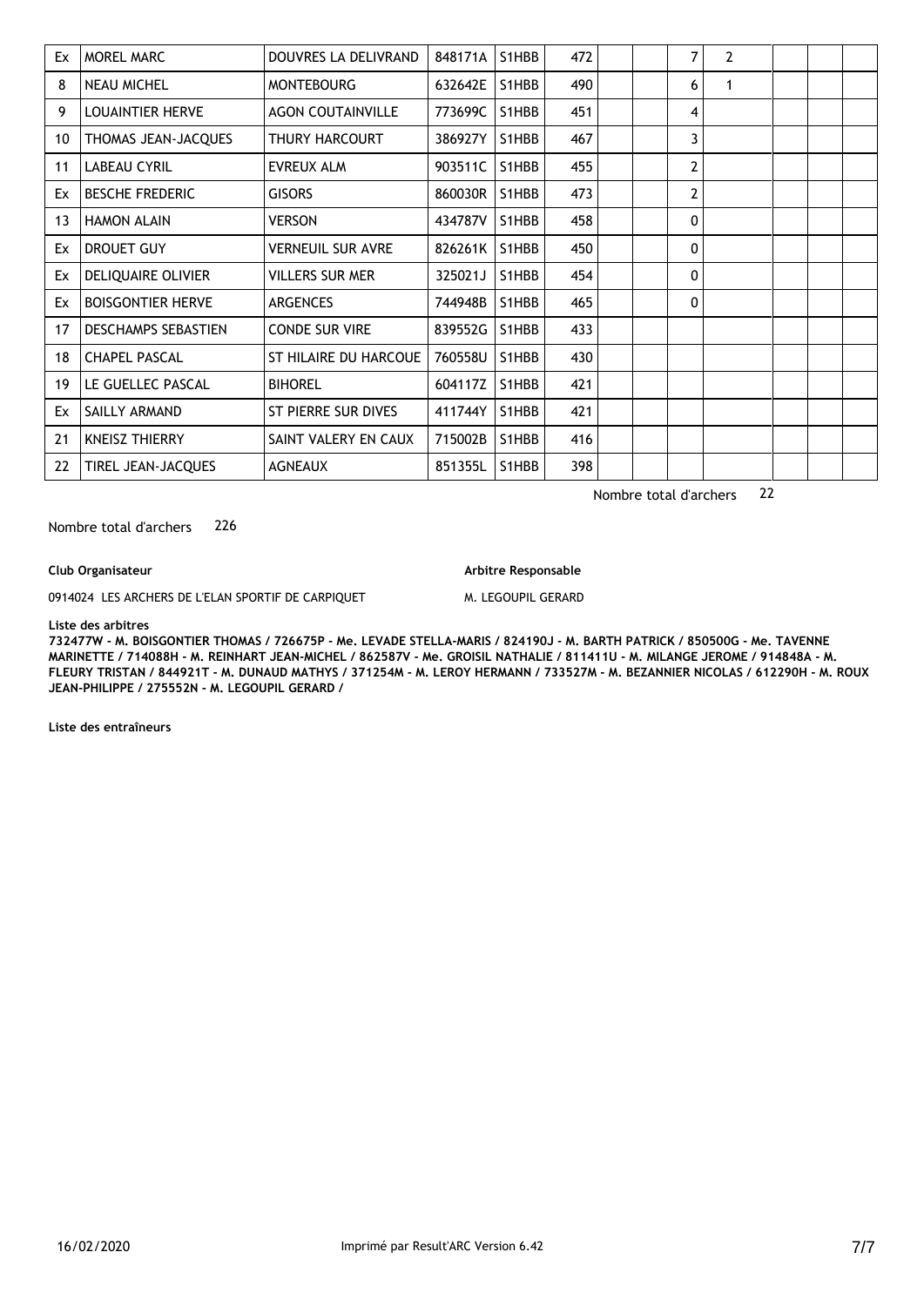| | | | | | | | | | | | | | |
|---|---|---|---|---|---|---|---|---|---|---|---|---|---|
| Ex | MOREL MARC | DOUVRES LA DELIVRAND | 848171A | S1HBB | 472 | | | 7 | 2 | | | | |
| 8 | NEAU MICHEL | MONTEBOURG | 632642E | S1HBB | 490 | | | 6 | 1 | | | | |
| 9 | LOUAINTIER HERVE | AGON COUTAINVILLE | 773699C | S1HBB | 451 | | | 4 | | | | | |
| 10 | THOMAS JEAN-JACQUES | THURY HARCOURT | 386927Y | S1HBB | 467 | | | 3 | | | | | |
| 11 | LABEAU CYRIL | EVREUX ALM | 903511C | S1HBB | 455 | | | 2 | | | | | |
| Ex | BESCHE FREDERIC | GISORS | 860030R | S1HBB | 473 | | | 2 | | | | | |
| 13 | HAMON ALAIN | VERSON | 434787V | S1HBB | 458 | | | 0 | | | | | |
| Ex | DROUET GUY | VERNEUIL SUR AVRE | 826261K | S1HBB | 450 | | | 0 | | | | | |
| Ex | DELIQUAIRE OLIVIER | VILLERS SUR MER | 325021J | S1HBB | 454 | | | 0 | | | | | |
| Ex | BOISGONTIER HERVE | ARGENCES | 744948B | S1HBB | 465 | | | 0 | | | | | |
| 17 | DESCHAMPS SEBASTIEN | CONDE SUR VIRE | 839552G | S1HBB | 433 | | | | | | | | |
| 18 | CHAPEL PASCAL | ST HILAIRE DU HARCOUE | 760558U | S1HBB | 430 | | | | | | | | |
| 19 | LE GUELLEC PASCAL | BIHOREL | 604117Z | S1HBB | 421 | | | | | | | | |
| Ex | SAILLY ARMAND | ST PIERRE SUR DIVES | 411744Y | S1HBB | 421 | | | | | | | | |
| 21 | KNEISZ THIERRY | SAINT VALERY EN CAUX | 715002B | S1HBB | 416 | | | | | | | | |
| 22 | TIREL JEAN-JACQUES | AGNEAUX | 851355L | S1HBB | 398 | | | | | | | | |

Nombre total d'archers 22

Nombre total d'archers 226

**Club Organisateur**

0914024 LES ARCHERS DE L'ELAN SPORTIF DE CARPIQUET

**Arbitre Responsable**

M. LEGOUPIL GERARD

**Liste des arbitres**

**732477W - M. BOISGONTIER THOMAS / 726675P - Me. LEVADE STELLA-MARIS / 824190J - M. BARTH PATRICK / 850500G - Me. TAVENNE MARINETTE / 714088H - M. REINHART JEAN-MICHEL / 862587V - Me. GROISIL NATHALIE / 811411U - M. MILANGE JEROME / 914848A - M. FLEURY TRISTAN / 844921T - M. DUNAUD MATHYS / 371254M - M. LEROY HERMANN / 733527M - M. BEZANNIER NICOLAS / 612290H - M. ROUX JEAN-PHILIPPE / 275552N - M. LEGOUPIL GERARD /**

**Liste des entraîneurs**